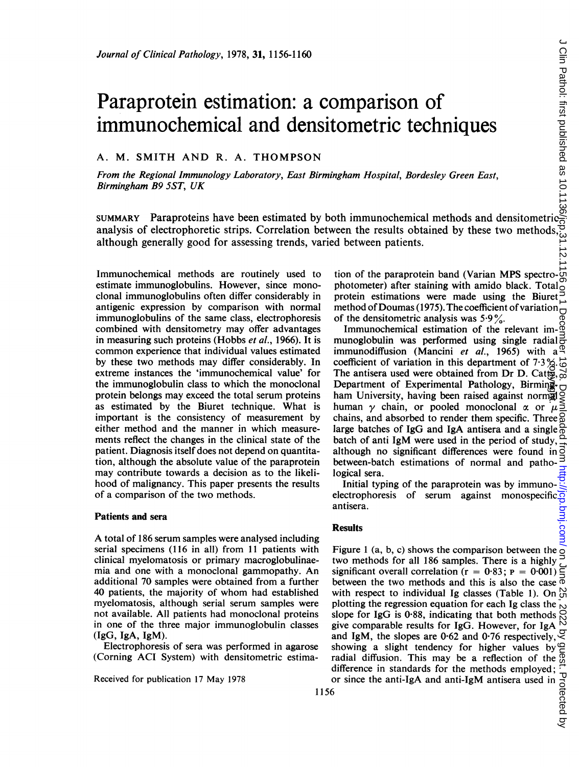# Paraprotein estimation: a comparison of immunochemical and densitometric techniques

A. M. SMITH AND R. A. THOMPSON

*From the Regional Immunology Laboratory, East Birmingham Hospital, Bordesley Green East, Birmingham B9 5ST, UK*

SUMMARY Paraproteins have been estimated by both immunochemical methods and densitometric analysis of electrophoretic strips. Correlation between the results obtained by these two methods, although generally good for assessing trends, varied between patients.

Immunochemical methods are routinely used to estimate immunoglobulins. However, since monoclonal immunoglobulins often differ considerably in antigenic expression by comparison with normal immunoglobulins of the same class, electrophoresis combined with densitometry may offer advantages in measuring such proteins (Hobbs *et al.*, 1966). It is common experience that individual values estimated by these two methods may differ considerably. In extreme instances the 'immunochemical value' for the immunoglobulin class to which the monoclonal protein belongs may exceed the total serum proteins as estimated by the Biuret technique. What is important is the consistency of measurement by either method and the manner in which measurements reflect the changes in the clinical state of the patient. Diagnosis itself does not depend on quantitation, although the absolute value of the paraprotein may contribute towards a decision as to the likelihood of malignancy. This paper presents the results of a comparison of the two methods.

## Patients and sera

A total of 186 serum samples were analysed including serial specimens (116 in all) from 11 patients with clinical myelomatosis or primary macroglobulinaemia and one with a monoclonal gammopathy. An additional 70 samples were obtained from a further 40 patients, the majority of whom had established myelomatosis, although serial serum samples were not available. All patients had monoclonal proteins in one of the three major immunoglobulin classes (IgG, IgA, IgM).

Electrophoresis of sera was performed in agarose (Corning ACI System) with densitometric estimation of the paraprotein band (Varian MPS spectrophotometer) after staining with amido black. Total protein estimations were made using the Biuret method of Doumas (1975). The coefficient of variation of the densitometric analysis was 5·9%.

Immunochemical estimation of the relevant immunoglobulin was performed using single radial immunodiffusion (Mancini *et al.*, 1965) with a coefficient of variation in this department of 7·3%. The antisera used were obtained from Dr D. Catty, Department of Experimental Pathology, Birmingham University, having been raised against normal human $\gamma$ chain, or pooled monoclonal $\alpha$ or $\mu$ chains, and absorbed to render them specific. Three large batches of IgG and IgA antisera and a single batch of anti IgM were used in the period of study, although no significant differences were found in between-batch estimations of normal and pathological sera.

Initial typing of the paraprotein was by immunoelectrophoresis of serum against monospecific antisera.

## Results

Figure 1 (a, b, c) shows the comparison between the two methods for all 186 samples. There is a highly significant overall correlation ($r = 0·83$; $P = 0·001$) between the two methods and this is also the case with respect to individual Ig classes (Table 1). On plotting the regression equation for each Ig class the slope for IgG is 0·88, indicating that both methods give comparable results for IgG. However, for IgA and IgM, the slopes are 0·62 and 0·76 respectively, showing a slight tendency for higher values by radial diffusion. This may be a reflection of the difference in standards for the methods employed; or since the anti-IgA and anti-IgM antisera used in

Received for publication 17 May 1978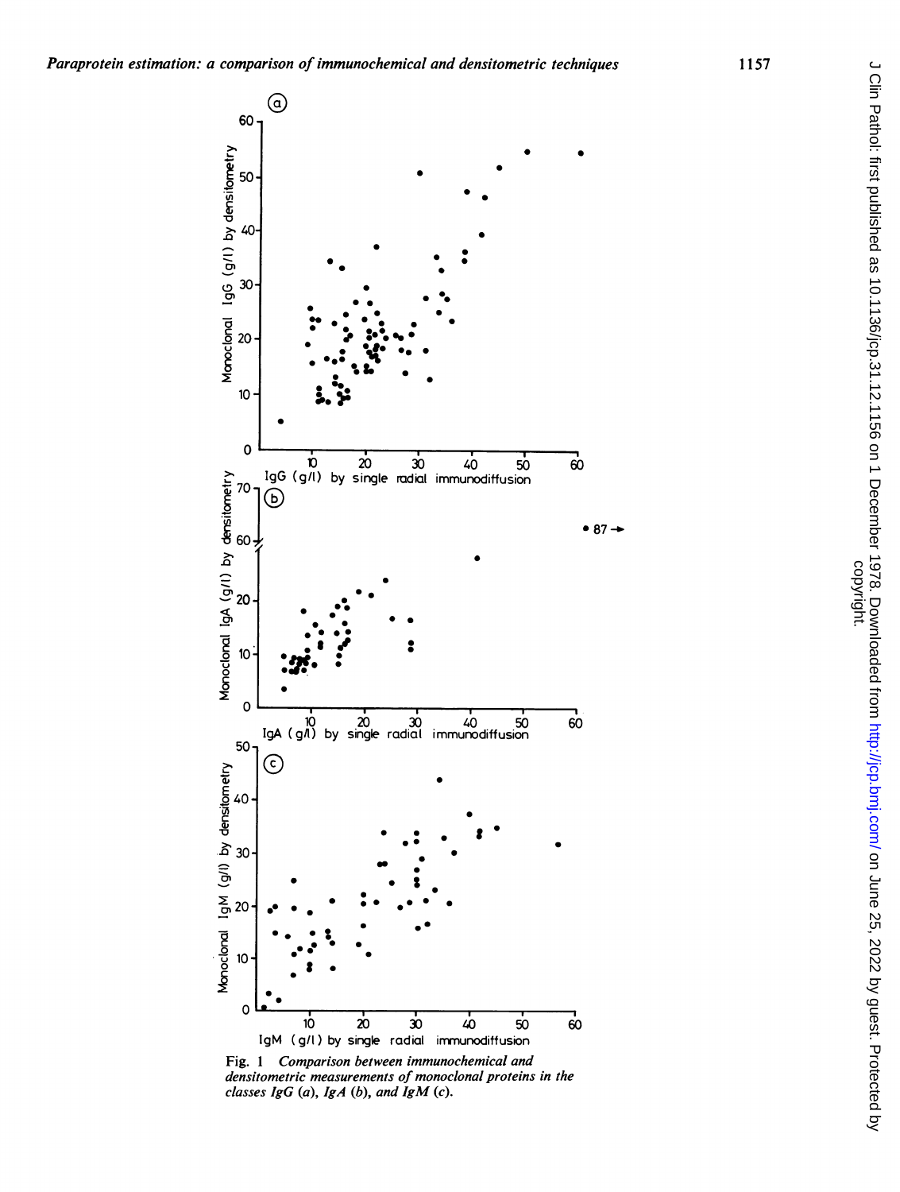Fig. 1 *Comparison between immunochemical and densitometric measurements of monoclonal proteins in the classes IgG (a), IgA (b), and IgM (c).*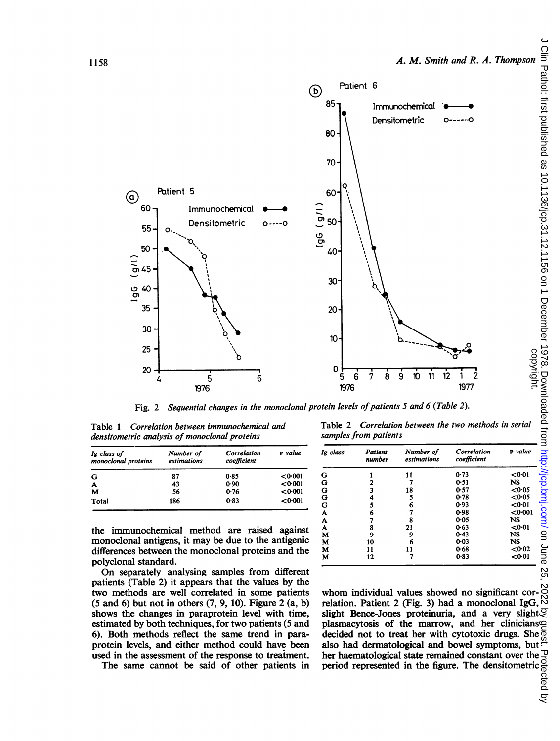Fig. 2 *Sequential changes in the monoclonal protein levels of patients 5 and 6 (Table 2).*

Table 1 *Correlation between immunochemical and densitometric analysis of monoclonal proteins*

| *Ig class of monoclonal proteins* | *Number of estimations* | *Correlation coefficient* | P *value* |
|---|---|---|---|
| G | 87 | 0·85 | <0·001 |
| A | 43 | 0·90 | <0·001 |
| M | 56 | 0·76 | <0·001 |
| Total | 186 | 0·83 | <0·001 |

the immunochemical method are raised against monoclonal antigens, it may be due to the antigenic differences between the monoclonal proteins and the polyclonal standard.

On separately analysing samples from different patients (Table 2) it appears that the values by the two methods are well correlated in some patients (5 and 6) but not in others (7, 9, 10). Figure 2 (a, b) shows the changes in paraprotein level with time, estimated by both techniques, for two patients (5 and 6). Both methods reflect the same trend in paraprotein levels, and either method could have been used in the assessment of the response to treatment.

The same cannot be said of other patients in whom individual values showed no significant correlation. Patient 2 (Fig. 3) had a monoclonal IgG, slight Bence-Jones proteinuria, and a very slight plasmacytosis of the marrow, and her clinicians decided not to treat her with cytotoxic drugs. She also had dermatological and bowel symptoms, but her haematological state remained constant over the period represented in the figure. The densitometric

Table 2 *Correlation between the two methods in serial samples from patients*

| *Ig class* | *Patient number* | *Number of estimations* | *Correlation coefficient* | P *value* |
|---|---|---|---|---|
| G | 1 | 11 | 0·73 | <0·01 |
| G | 2 | 7 | 0·51 | NS |
| G | 3 | 18 | 0·57 | <0·05 |
| G | 4 | 5 | 0·78 | <0·05 |
| G | 5 | 6 | 0·93 | <0·01 |
| A | 6 | 7 | 0·98 | <0·001 |
| A | 7 | 8 | 0·05 | NS |
| A | 8 | 21 | 0·63 | <0·01 |
| M | 9 | 9 | 0·43 | NS |
| M | 10 | 6 | 0·03 | NS |
| M | 11 | 11 | 0·68 | <0·02 |
| M | 12 | 7 | 0·83 | <0·01 |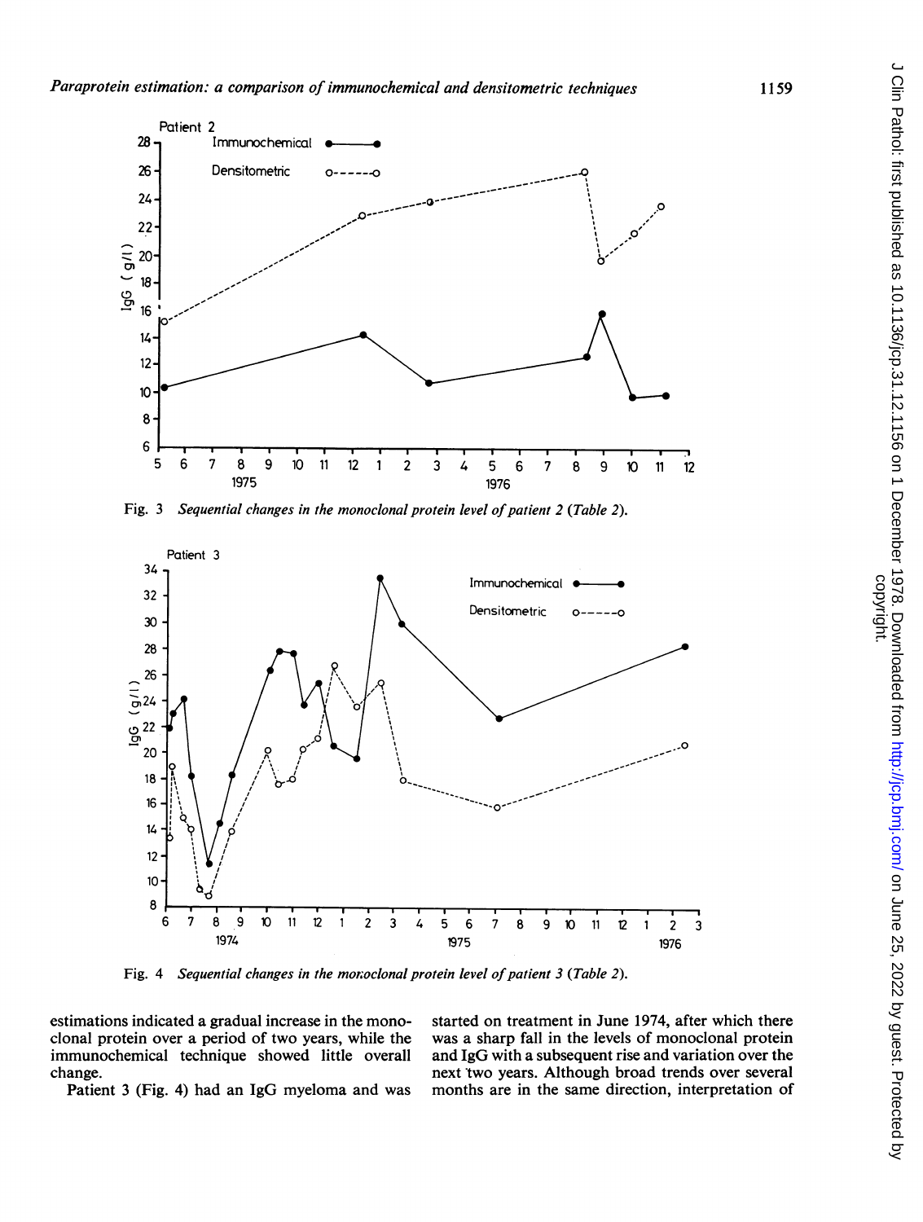Fig. 3 *Sequential changes in the monoclonal protein level of patient 2 (Table 2).*

Fig. 4 *Sequential changes in the monoclonal protein level of patient 3 (Table 2).*

estimations indicated a gradual increase in the monoclonal protein over a period of two years, while the immunochemical technique showed little overall change.

Patient 3 (Fig. 4) had an IgG myeloma and was started on treatment in June 1974, after which there was a sharp fall in the levels of monoclonal protein and IgG with a subsequent rise and variation over the next two years. Although broad trends over several months are in the same direction, interpretation of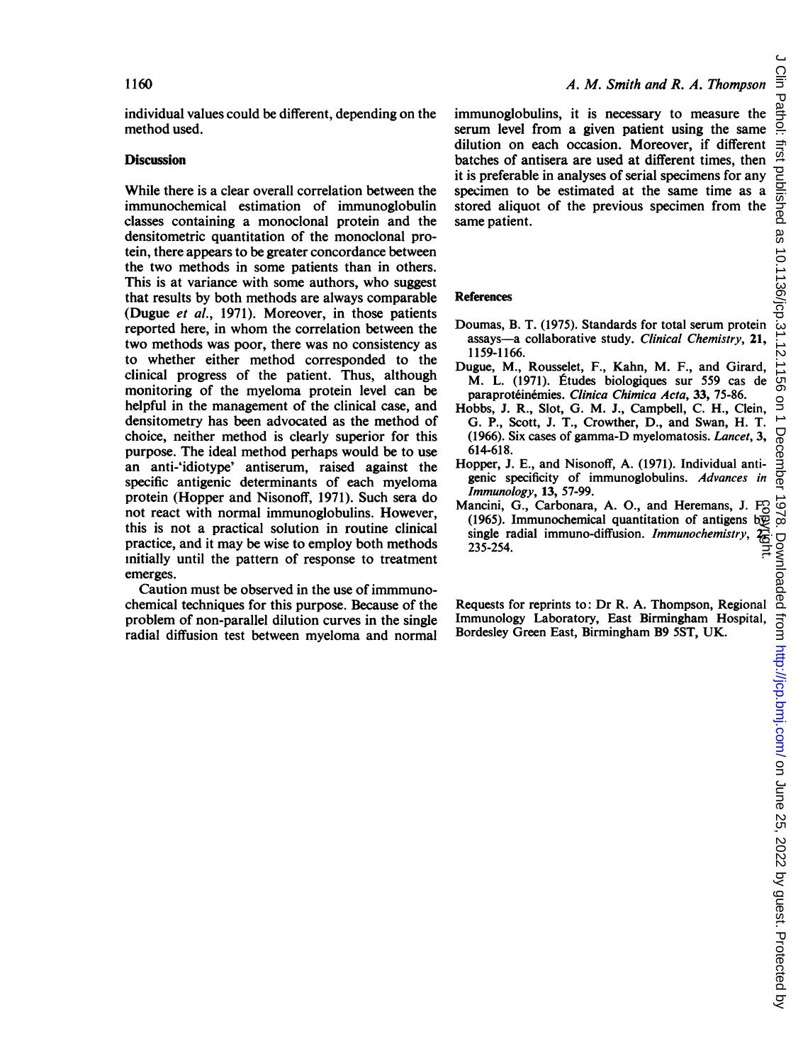individual values could be different, depending on the method used.

## Discussion

While there is a clear overall correlation between the immunochemical estimation of immunoglobulin classes containing a monoclonal protein and the densitometric quantitation of the monoclonal protein, there appears to be greater concordance between the two methods in some patients than in others. This is at variance with some authors, who suggest that results by both methods are always comparable (Dugue *et al.*, 1971). Moreover, in those patients reported here, in whom the correlation between the two methods was poor, there was no consistency as to whether either method corresponded to the clinical progress of the patient. Thus, although monitoring of the myeloma protein level can be helpful in the management of the clinical case, and densitometry has been advocated as the method of choice, neither method is clearly superior for this purpose. The ideal method perhaps would be to use an anti-'idiotype' antiserum, raised against the specific antigenic determinants of each myeloma protein (Hopper and Nisonoff, 1971). Such sera do not react with normal immunoglobulins. However, this is not a practical solution in routine clinical practice, and it may be wise to employ both methods initially until the pattern of response to treatment emerges.

Caution must be observed in the use of immmunochemical techniques for this purpose. Because of the problem of non-parallel dilution curves in the single radial diffusion test between myeloma and normal immunoglobulins, it is necessary to measure the serum level from a given patient using the same dilution on each occasion. Moreover, if different batches of antisera are used at different times, then it is preferable in analyses of serial specimens for any specimen to be estimated at the same time as a stored aliquot of the previous specimen from the same patient.

## References

Doumas, B. T. (1975). Standards for total serum protein assays—a collaborative study. *Clinical Chemistry*, **21**, 1159-1166.

Dugue, M., Rousselet, F., Kahn, M. F., and Girard, M. L. (1971). Études biologiques sur 559 cas de paraprotéinémies. *Clinica Chimica Acta*, **33**, 75-86.

Hobbs, J. R., Slot, G. M. J., Campbell, C. H., Clein, G. P., Scott, J. T., Crowther, D., and Swan, H. T. (1966). Six cases of gamma-D myelomatosis. *Lancet*, **3**, 614-618.

Hopper, J. E., and Nisonoff, A. (1971). Individual antigenic specificity of immunoglobulins. *Advances in Immunology*, **13**, 57-99.

Mancini, G., Carbonara, A. O., and Heremans, J. F. (1965). Immunochemical quantitation of antigens by single radial immuno-diffusion. *Immunochemistry*, **2**, 235-254.

Requests for reprints to: Dr R. A. Thompson, Regional Immunology Laboratory, East Birmingham Hospital, Bordesley Green East, Birmingham B9 5ST, UK.